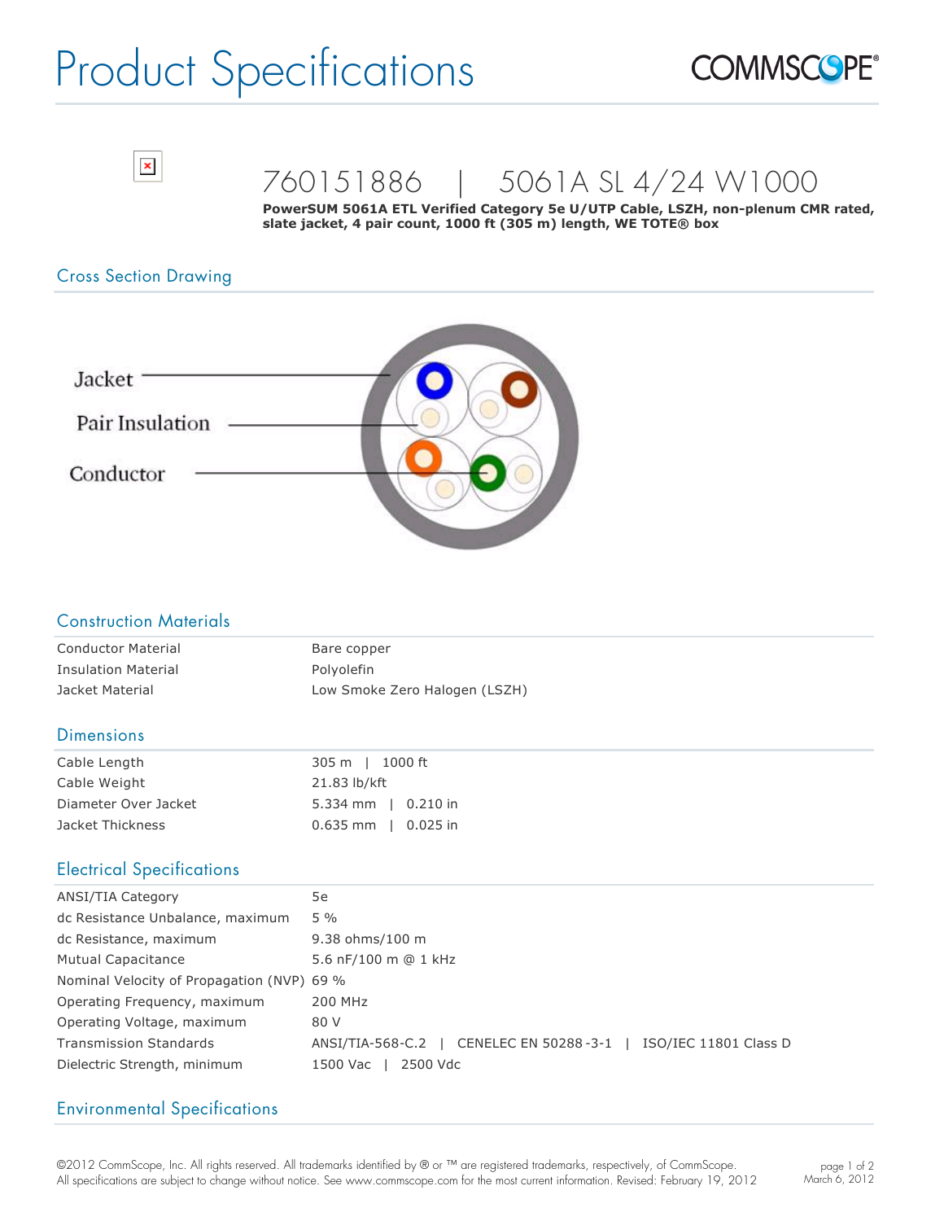# Product Specifications

## 760151886 | 5061A SL 4/24 W1000

**PowerSUM 5061A ETL Verified Category 5e U/UTP Cable, LSZH, non-plenum CMR rated, slate jacket, 4 pair count, 1000 ft (305 m) length, WE TOTE® box**

### Cross Section Drawing

Jacket

Pair Insulation

Conductor

### Construction Materials

| | |
|---|---|
| Conductor Material | Bare copper |
| Insulation Material | Polyolefin |
| Jacket Material | Low Smoke Zero Halogen (LSZH) |

### Dimensions

| | |
|---|---|
| Cable Length | 305 m \| 1000 ft |
| Cable Weight | 21.83 lb/kft |
| Diameter Over Jacket | 5.334 mm \| 0.210 in |
| Jacket Thickness | 0.635 mm \| 0.025 in |

### Electrical Specifications

| | |
|---|---|
| ANSI/TIA Category | 5e |
| dc Resistance Unbalance, maximum | 5 % |
| dc Resistance, maximum | 9.38 ohms/100 m |
| Mutual Capacitance | 5.6 nF/100 m @ 1 kHz |
| Nominal Velocity of Propagation (NVP) | 69 % |
| Operating Frequency, maximum | 200 MHz |
| Operating Voltage, maximum | 80 V |
| Transmission Standards | ANSI/TIA-568-C.2 \| CENELEC EN 50288-3-1 \| ISO/IEC 11801 Class D |
| Dielectric Strength, minimum | 1500 Vac \| 2500 Vdc |

### Environmental Specifications

©2012 CommScope, Inc. All rights reserved. All trademarks identified by ® or ™ are registered trademarks, respectively, of CommScope. All specifications are subject to change without notice. See www.commscope.com for the most current information. Revised: February 19, 2012

March 6, 2012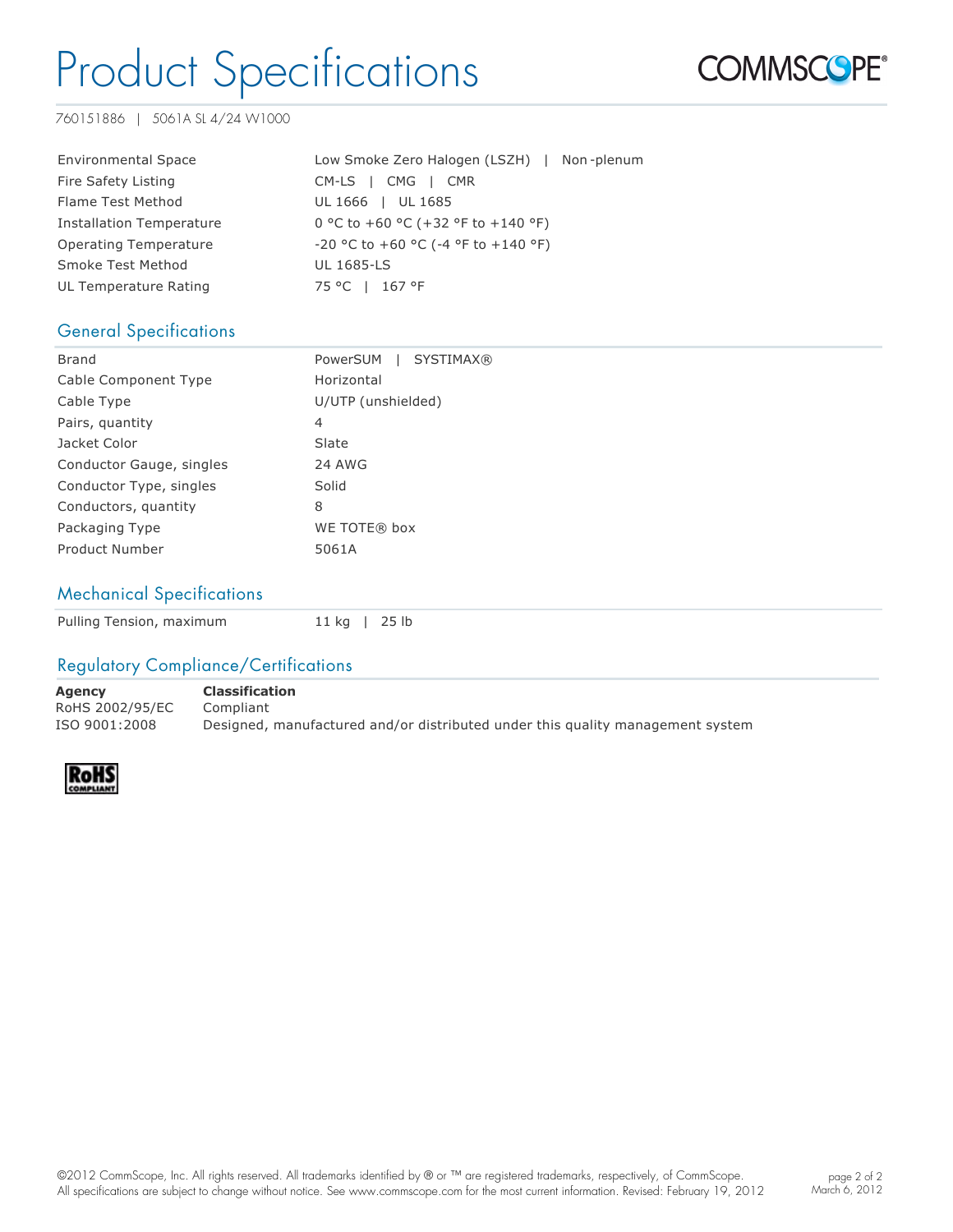# Product Specifications

760151886 | 5061A SL 4/24 W1000

| | |
|---|---|
| Environmental Space | Low Smoke Zero Halogen (LSZH) \| Non-plenum |
| Fire Safety Listing | CM-LS \| CMG \| CMR |
| Flame Test Method | UL 1666 \| UL 1685 |
| Installation Temperature | 0 °C to +60 °C (+32 °F to +140 °F) |
| Operating Temperature | -20 °C to +60 °C (-4 °F to +140 °F) |
| Smoke Test Method | UL 1685-LS |
| UL Temperature Rating | 75 °C \| 167 °F |

## General Specifications

| | |
|---|---|
| Brand | PowerSUM \| SYSTIMAX® |
| Cable Component Type | Horizontal |
| Cable Type | U/UTP (unshielded) |
| Pairs, quantity | 4 |
| Jacket Color | Slate |
| Conductor Gauge, singles | 24 AWG |
| Conductor Type, singles | Solid |
| Conductors, quantity | 8 |
| Packaging Type | WE TOTE® box |
| Product Number | 5061A |

## Mechanical Specifications

| | |
|---|---|
| Pulling Tension, maximum | 11 kg \| 25 lb |

## Regulatory Compliance/Certifications

| **Agency** | **Classification** |
|---|---|
| RoHS 2002/95/EC | Compliant |
| ISO 9001:2008 | Designed, manufactured and/or distributed under this quality management system |

RoHS COMPLIANT

©2012 CommScope, Inc. All rights reserved. All trademarks identified by ® or ™ are registered trademarks, respectively, of CommScope. All specifications are subject to change without notice. See www.commscope.com for the most current information. Revised: February 19, 2012

March 6, 2012